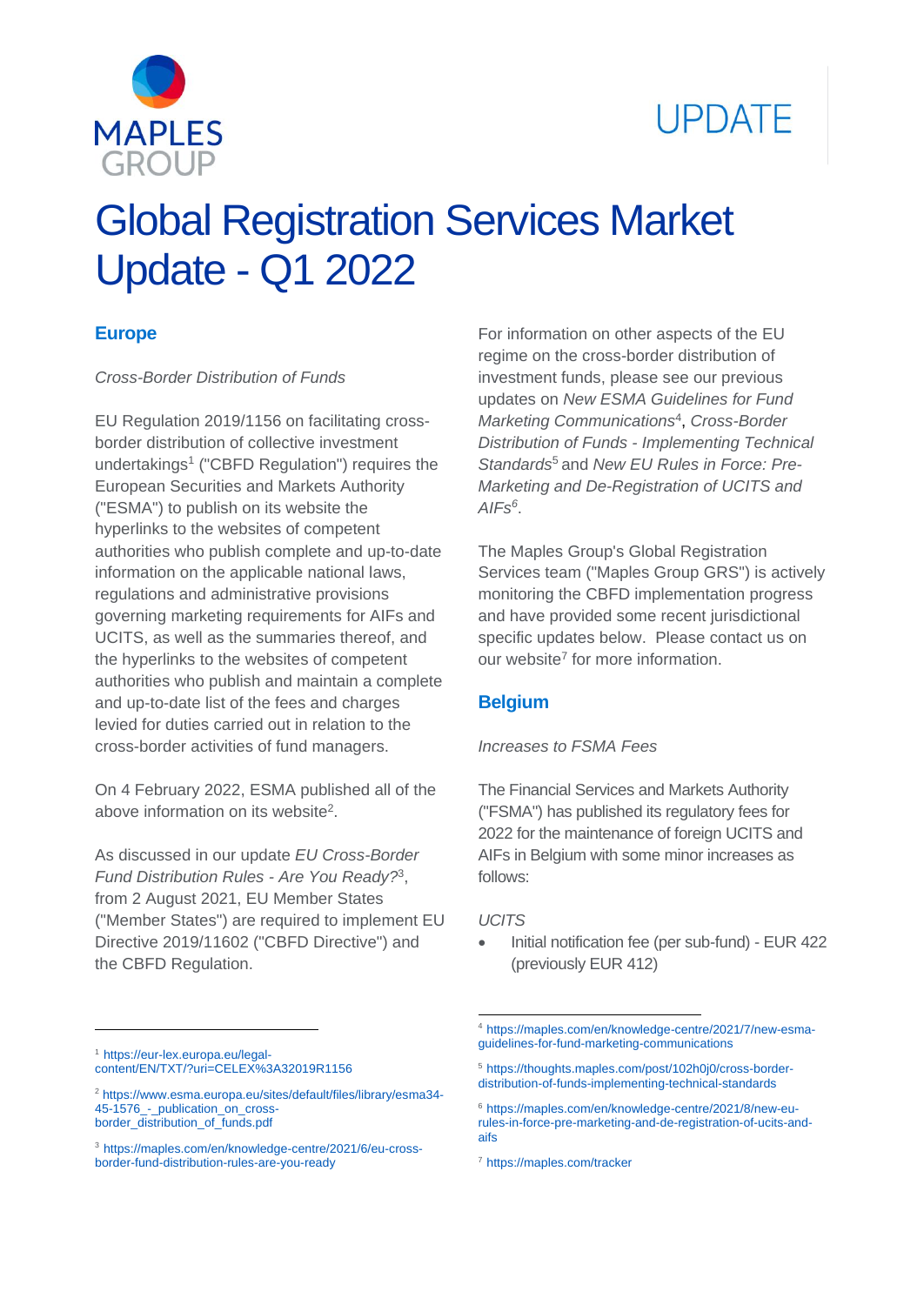UPDATE

# Global Registration Services Market Update - Q1 2022

## Europe

*Cross-Border Distribution of Funds*

EU Regulation 2019/1156 on facilitating cross-border distribution of collective investment undertakings[1] ("CBFD Regulation") requires the European Securities and Markets Authority ("ESMA") to publish on its website the hyperlinks to the websites of competent authorities who publish complete and up-to-date information on the applicable national laws, regulations and administrative provisions governing marketing requirements for AIFs and UCITS, as well as the summaries thereof, and the hyperlinks to the websites of competent authorities who publish and maintain a complete and up-to-date list of the fees and charges levied for duties carried out in relation to the cross-border activities of fund managers.

On 4 February 2022, ESMA published all of the above information on its website[2].

As discussed in our update *EU Cross-Border Fund Distribution Rules - Are You Ready?*[3], from 2 August 2021, EU Member States ("Member States") are required to implement EU Directive 2019/11602 ("CBFD Directive") and the CBFD Regulation.

For information on other aspects of the EU regime on the cross-border distribution of investment funds, please see our previous updates on *New ESMA Guidelines for Fund Marketing Communications*[4], *Cross-Border Distribution of Funds - Implementing Technical Standards*[5] and *New EU Rules in Force: Pre-Marketing and De-Registration of UCITS and AIFs*[6].

The Maples Group's Global Registration Services team ("Maples Group GRS") is actively monitoring the CBFD implementation progress and have provided some recent jurisdictional specific updates below. Please contact us on our website[7] for more information.

## Belgium

*Increases to FSMA Fees*

The Financial Services and Markets Authority ("FSMA") has published its regulatory fees for 2022 for the maintenance of foreign UCITS and AIFs in Belgium with some minor increases as follows:

*UCITS*

- Initial notification fee (per sub-fund) - EUR 422 (previously EUR 412)

---

[1] https://eur-lex.europa.eu/legal-content/EN/TXT/?uri=CELEX%3A32019R1156

[2] https://www.esma.europa.eu/sites/default/files/library/esma34-45-1576_-_publication_on_cross-border_distribution_of_funds.pdf

[3] https://maples.com/en/knowledge-centre/2021/6/eu-cross-border-fund-distribution-rules-are-you-ready

[4] https://maples.com/en/knowledge-centre/2021/7/new-esma-guidelines-for-fund-marketing-communications

[5] https://thoughts.maples.com/post/102h0j0/cross-border-distribution-of-funds-implementing-technical-standards

[6] https://maples.com/en/knowledge-centre/2021/8/new-eu-rules-in-force-pre-marketing-and-de-registration-of-ucits-and-aifs

[7] https://maples.com/tracker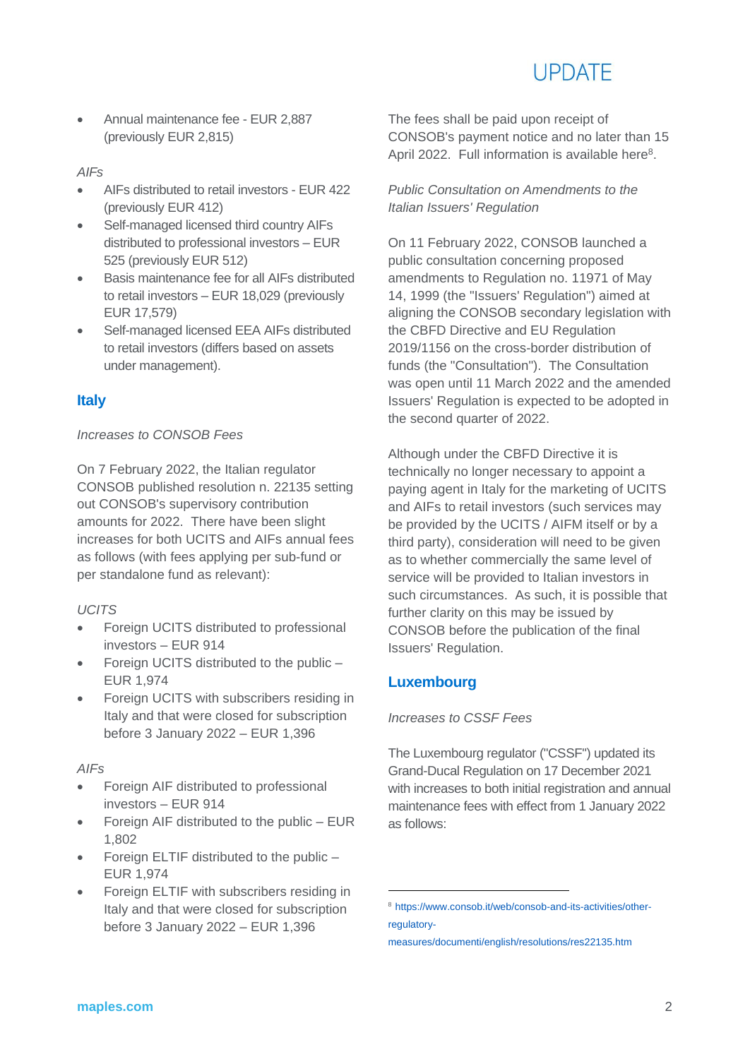- Annual maintenance fee - EUR 2,887 (previously EUR 2,815)

*AIFs*

- AIFs distributed to retail investors - EUR 422 (previously EUR 412)
- Self-managed licensed third country AIFs distributed to professional investors – EUR 525 (previously EUR 512)
- Basis maintenance fee for all AIFs distributed to retail investors – EUR 18,029 (previously EUR 17,579)
- Self-managed licensed EEA AIFs distributed to retail investors (differs based on assets under management).

## Italy

*Increases to CONSOB Fees*

On 7 February 2022, the Italian regulator CONSOB published resolution n. 22135 setting out CONSOB's supervisory contribution amounts for 2022. There have been slight increases for both UCITS and AIFs annual fees as follows (with fees applying per sub-fund or per standalone fund as relevant):

*UCITS*

- Foreign UCITS distributed to professional investors – EUR 914
- Foreign UCITS distributed to the public – EUR 1,974
- Foreign UCITS with subscribers residing in Italy and that were closed for subscription before 3 January 2022 – EUR 1,396

*AIFs*

- Foreign AIF distributed to professional investors – EUR 914
- Foreign AIF distributed to the public – EUR 1,802
- Foreign ELTIF distributed to the public – EUR 1,974
- Foreign ELTIF with subscribers residing in Italy and that were closed for subscription before 3 January 2022 – EUR 1,396

The fees shall be paid upon receipt of CONSOB's payment notice and no later than 15 April 2022. Full information is available here[8].

*Public Consultation on Amendments to the Italian Issuers' Regulation*

On 11 February 2022, CONSOB launched a public consultation concerning proposed amendments to Regulation no. 11971 of May 14, 1999 (the "Issuers' Regulation") aimed at aligning the CONSOB secondary legislation with the CBFD Directive and EU Regulation 2019/1156 on the cross-border distribution of funds (the "Consultation"). The Consultation was open until 11 March 2022 and the amended Issuers' Regulation is expected to be adopted in the second quarter of 2022.

Although under the CBFD Directive it is technically no longer necessary to appoint a paying agent in Italy for the marketing of UCITS and AIFs to retail investors (such services may be provided by the UCITS / AIFM itself or by a third party), consideration will need to be given as to whether commercially the same level of service will be provided to Italian investors in such circumstances. As such, it is possible that further clarity on this may be issued by CONSOB before the publication of the final Issuers' Regulation.

## Luxembourg

*Increases to CSSF Fees*

The Luxembourg regulator ("CSSF") updated its Grand-Ducal Regulation on 17 December 2021 with increases to both initial registration and annual maintenance fees with effect from 1 January 2022 as follows:

[8] https://www.consob.it/web/consob-and-its-activities/other-regulatory-measures/documenti/english/resolutions/res22135.htm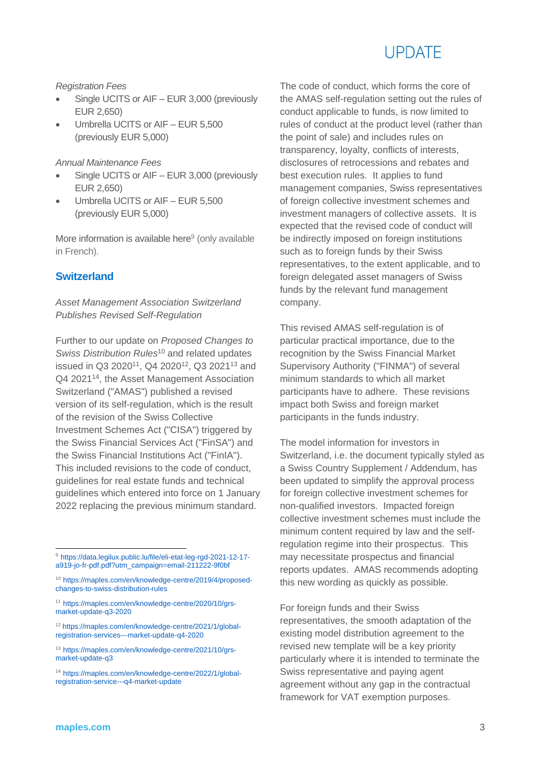*Registration Fees*

- Single UCITS or AIF – EUR 3,000 (previously EUR 2,650)
- Umbrella UCITS or AIF – EUR 5,500 (previously EUR 5,000)

*Annual Maintenance Fees*

- Single UCITS or AIF – EUR 3,000 (previously EUR 2,650)
- Umbrella UCITS or AIF – EUR 5,500 (previously EUR 5,000)

More information is available here[9] (only available in French).

## Switzerland

*Asset Management Association Switzerland Publishes Revised Self-Regulation*

Further to our update on *Proposed Changes to Swiss Distribution Rules*[10] and related updates issued in Q3 2020[11], Q4 2020[12], Q3 2021[13] and Q4 2021[14], the Asset Management Association Switzerland ("AMAS") published a revised version of its self-regulation, which is the result of the revision of the Swiss Collective Investment Schemes Act ("CISA") triggered by the Swiss Financial Services Act ("FinSA") and the Swiss Financial Institutions Act ("FinIA"). This included revisions to the code of conduct, guidelines for real estate funds and technical guidelines which entered into force on 1 January 2022 replacing the previous minimum standard.

The code of conduct, which forms the core of the AMAS self-regulation setting out the rules of conduct applicable to funds, is now limited to rules of conduct at the product level (rather than the point of sale) and includes rules on transparency, loyalty, conflicts of interests, disclosures of retrocessions and rebates and best execution rules. It applies to fund management companies, Swiss representatives of foreign collective investment schemes and investment managers of collective assets. It is expected that the revised code of conduct will be indirectly imposed on foreign institutions such as to foreign funds by their Swiss representatives, to the extent applicable, and to foreign delegated asset managers of Swiss funds by the relevant fund management company.

This revised AMAS self-regulation is of particular practical importance, due to the recognition by the Swiss Financial Market Supervisory Authority ("FINMA") of several minimum standards to which all market participants have to adhere. These revisions impact both Swiss and foreign market participants in the funds industry.

The model information for investors in Switzerland, i.e. the document typically styled as a Swiss Country Supplement / Addendum, has been updated to simplify the approval process for foreign collective investment schemes for non-qualified investors. Impacted foreign collective investment schemes must include the minimum content required by law and the self-regulation regime into their prospectus. This may necessitate prospectus and financial reports updates. AMAS recommends adopting this new wording as quickly as possible.

For foreign funds and their Swiss representatives, the smooth adaptation of the existing model distribution agreement to the revised new template will be a key priority particularly where it is intended to terminate the Swiss representative and paying agent agreement without any gap in the contractual framework for VAT exemption purposes.

---

[9] https://data.legilux.public.lu/file/eli-etat-leg-rgd-2021-12-17-a919-jo-fr-pdf.pdf?utm_campaign=email-211222-9f0bf

[10] https://maples.com/en/knowledge-centre/2019/4/proposed-changes-to-swiss-distribution-rules

[11] https://maples.com/en/knowledge-centre/2020/10/grs-market-update-q3-2020

[12] https://maples.com/en/knowledge-centre/2021/1/global-registration-services---market-update-q4-2020

[13] https://maples.com/en/knowledge-centre/2021/10/grs-market-update-q3

[14] https://maples.com/en/knowledge-centre/2022/1/global-registration-service---q4-market-update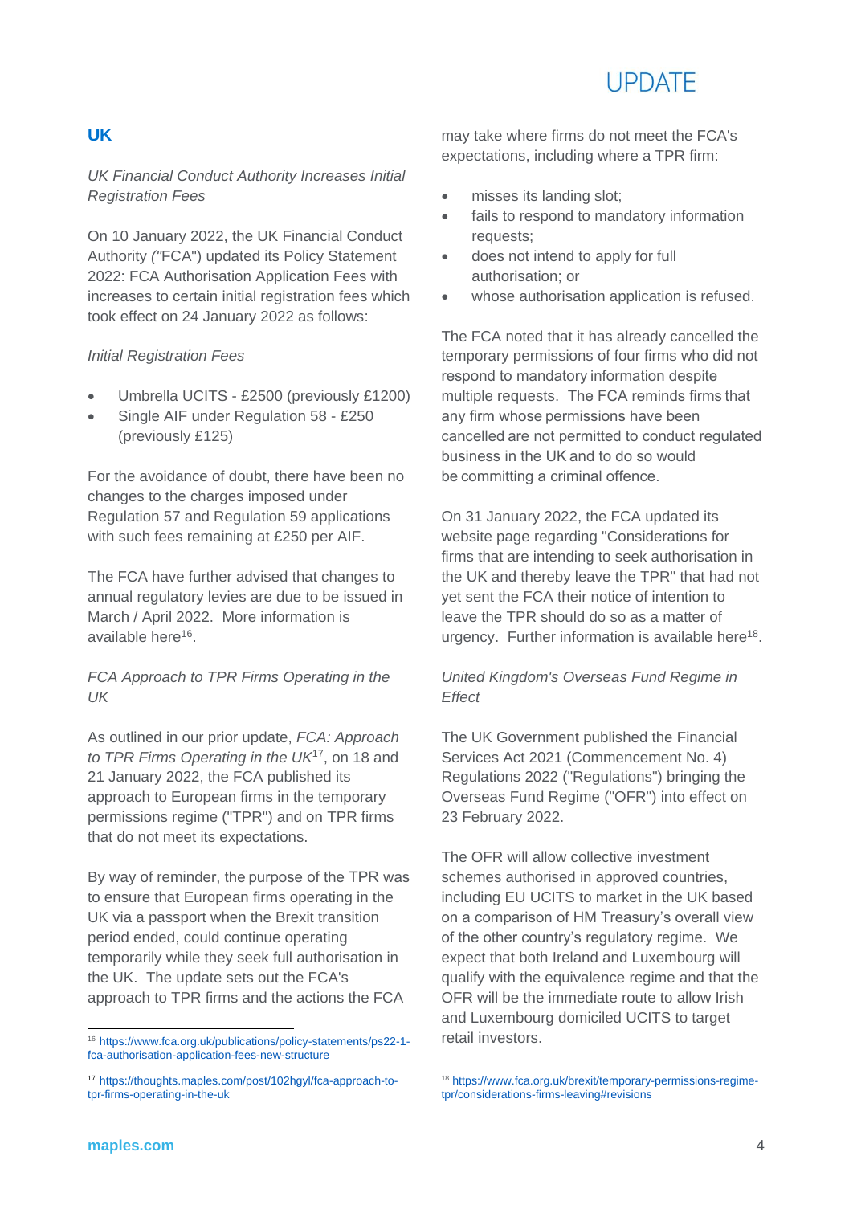## UK

*UK Financial Conduct Authority Increases Initial Registration Fees*

On 10 January 2022, the UK Financial Conduct Authority *("*FCA") updated its Policy Statement 2022: FCA Authorisation Application Fees with increases to certain initial registration fees which took effect on 24 January 2022 as follows:

*Initial Registration Fees*

- Umbrella UCITS - £2500 (previously £1200)
- Single AIF under Regulation 58 - £250 (previously £125)

For the avoidance of doubt, there have been no changes to the charges imposed under Regulation 57 and Regulation 59 applications with such fees remaining at £250 per AIF.

The FCA have further advised that changes to annual regulatory levies are due to be issued in March / April 2022. More information is available here[16].

*FCA Approach to TPR Firms Operating in the UK*

As outlined in our prior update, *FCA: Approach to TPR Firms Operating in the UK*[17], on 18 and 21 January 2022, the FCA published its approach to European firms in the temporary permissions regime ("TPR") and on TPR firms that do not meet its expectations.

By way of reminder, the purpose of the TPR was to ensure that European firms operating in the UK via a passport when the Brexit transition period ended, could continue operating temporarily while they seek full authorisation in the UK. The update sets out the FCA's approach to TPR firms and the actions the FCA may take where firms do not meet the FCA's expectations, including where a TPR firm:

- misses its landing slot;
- fails to respond to mandatory information requests;
- does not intend to apply for full authorisation; or
- whose authorisation application is refused.

The FCA noted that it has already cancelled the temporary permissions of four firms who did not respond to mandatory information despite multiple requests. The FCA reminds firms that any firm whose permissions have been cancelled are not permitted to conduct regulated business in the UK and to do so would be committing a criminal offence.

On 31 January 2022, the FCA updated its website page regarding "Considerations for firms that are intending to seek authorisation in the UK and thereby leave the TPR" that had not yet sent the FCA their notice of intention to leave the TPR should do so as a matter of urgency. Further information is available here[18].

*United Kingdom's Overseas Fund Regime in Effect*

The UK Government published the Financial Services Act 2021 (Commencement No. 4) Regulations 2022 ("Regulations") bringing the Overseas Fund Regime ("OFR") into effect on 23 February 2022.

The OFR will allow collective investment schemes authorised in approved countries, including EU UCITS to market in the UK based on a comparison of HM Treasury's overall view of the other country's regulatory regime. We expect that both Ireland and Luxembourg will qualify with the equivalence regime and that the OFR will be the immediate route to allow Irish and Luxembourg domiciled UCITS to target retail investors.

---

[16] https://www.fca.org.uk/publications/policy-statements/ps22-1-fca-authorisation-application-fees-new-structure

[17] https://thoughts.maples.com/post/102hgyl/fca-approach-to-tpr-firms-operating-in-the-uk

[18] https://www.fca.org.uk/brexit/temporary-permissions-regime-tpr/considerations-firms-leaving#revisions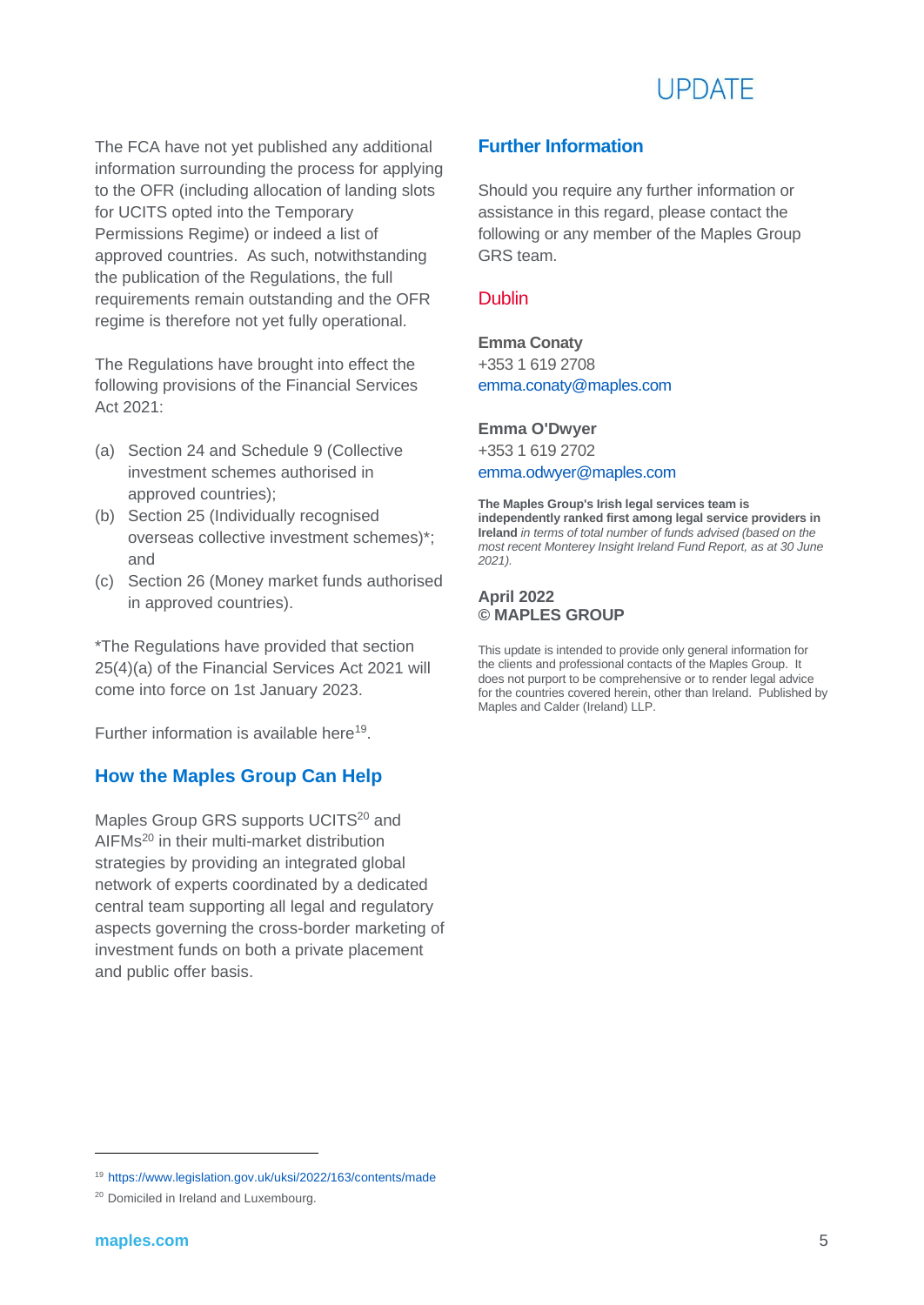The FCA have not yet published any additional information surrounding the process for applying to the OFR (including allocation of landing slots for UCITS opted into the Temporary Permissions Regime) or indeed a list of approved countries. As such, notwithstanding the publication of the Regulations, the full requirements remain outstanding and the OFR regime is therefore not yet fully operational.

The Regulations have brought into effect the following provisions of the Financial Services Act 2021:

(a) Section 24 and Schedule 9 (Collective investment schemes authorised in approved countries);
(b) Section 25 (Individually recognised overseas collective investment schemes)*; and
(c) Section 26 (Money market funds authorised in approved countries).

*The Regulations have provided that section 25(4)(a) of the Financial Services Act 2021 will come into force on 1st January 2023.

Further information is available here[19].

## How the Maples Group Can Help

Maples Group GRS supports UCITS[20] and AIFMs[20] in their multi-market distribution strategies by providing an integrated global network of experts coordinated by a dedicated central team supporting all legal and regulatory aspects governing the cross-border marketing of investment funds on both a private placement and public offer basis.

## Further Information

Should you require any further information or assistance in this regard, please contact the following or any member of the Maples Group GRS team.

### Dublin

**Emma Conaty**
+353 1 619 2708
emma.conaty@maples.com

**Emma O'Dwyer**
+353 1 619 2702
emma.odwyer@maples.com

**The Maples Group's Irish legal services team is independently ranked first among legal service providers in Ireland** *in terms of total number of funds advised (based on the most recent Monterey Insight Ireland Fund Report, as at 30 June 2021).*

**April 2022**
**© MAPLES GROUP**

This update is intended to provide only general information for the clients and professional contacts of the Maples Group. It does not purport to be comprehensive or to render legal advice for the countries covered herein, other than Ireland. Published by Maples and Calder (Ireland) LLP.

---

[19] https://www.legislation.gov.uk/uksi/2022/163/contents/made

[20] Domiciled in Ireland and Luxembourg.